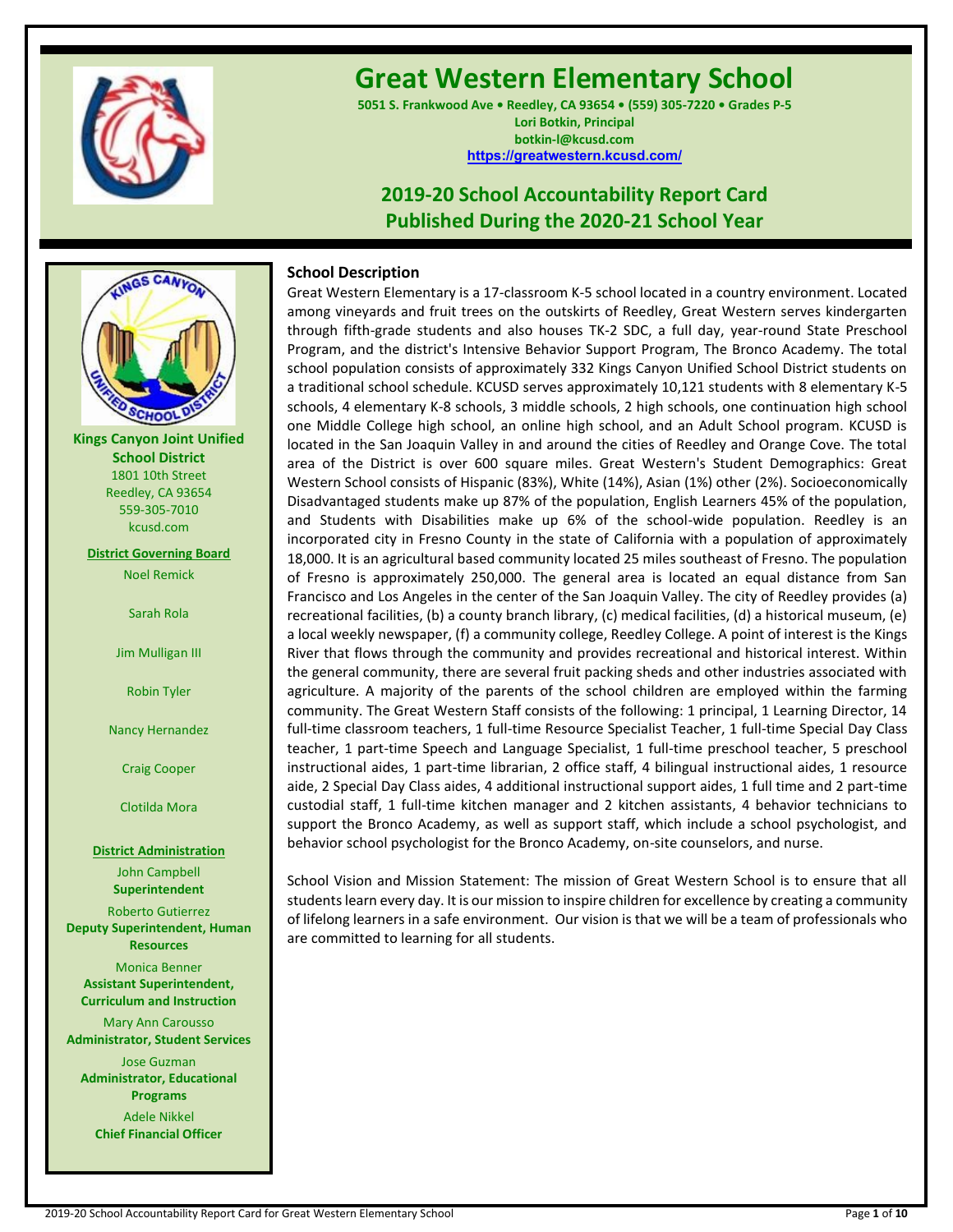# Great Western Elementary School

**5051 S. Frankwood Ave • Reedley, CA 93654 • (559) 305-7220 • Grades P-5**
**Lori Botkin, Principal**
**botkin-l@kcusd.com**
**https://greatwestern.kcusd.com/**

## 2019-20 School Accountability Report Card
## Published During the 2020-21 School Year

**Kings Canyon Joint Unified School District**
1801 10th Street
Reedley, CA 93654
559-305-7010
kcusd.com

**District Governing Board**

Noel Remick

Sarah Rola

Jim Mulligan III

Robin Tyler

Nancy Hernandez

Craig Cooper

Clotilda Mora

**District Administration**

John Campbell
**Superintendent**

Roberto Gutierrez
**Deputy Superintendent, Human Resources**

Monica Benner
**Assistant Superintendent, Curriculum and Instruction**

Mary Ann Carousso
**Administrator, Student Services**

Jose Guzman
**Administrator, Educational Programs**

Adele Nikkel
**Chief Financial Officer**

### School Description

Great Western Elementary is a 17-classroom K-5 school located in a country environment. Located among vineyards and fruit trees on the outskirts of Reedley, Great Western serves kindergarten through fifth-grade students and also houses TK-2 SDC, a full day, year-round State Preschool Program, and the district's Intensive Behavior Support Program, The Bronco Academy. The total school population consists of approximately 332 Kings Canyon Unified School District students on a traditional school schedule. KCUSD serves approximately 10,121 students with 8 elementary K-5 schools, 4 elementary K-8 schools, 3 middle schools, 2 high schools, one continuation high school one Middle College high school, an online high school, and an Adult School program. KCUSD is located in the San Joaquin Valley in and around the cities of Reedley and Orange Cove. The total area of the District is over 600 square miles. Great Western's Student Demographics: Great Western School consists of Hispanic (83%), White (14%), Asian (1%) other (2%). Socioeconomically Disadvantaged students make up 87% of the population, English Learners 45% of the population, and Students with Disabilities make up 6% of the school-wide population. Reedley is an incorporated city in Fresno County in the state of California with a population of approximately 18,000. It is an agricultural based community located 25 miles southeast of Fresno. The population of Fresno is approximately 250,000. The general area is located an equal distance from San Francisco and Los Angeles in the center of the San Joaquin Valley. The city of Reedley provides (a) recreational facilities, (b) a county branch library, (c) medical facilities, (d) a historical museum, (e) a local weekly newspaper, (f) a community college, Reedley College. A point of interest is the Kings River that flows through the community and provides recreational and historical interest. Within the general community, there are several fruit packing sheds and other industries associated with agriculture. A majority of the parents of the school children are employed within the farming community. The Great Western Staff consists of the following: 1 principal, 1 Learning Director, 14 full-time classroom teachers, 1 full-time Resource Specialist Teacher, 1 full-time Special Day Class teacher, 1 part-time Speech and Language Specialist, 1 full-time preschool teacher, 5 preschool instructional aides, 1 part-time librarian, 2 office staff, 4 bilingual instructional aides, 1 resource aide, 2 Special Day Class aides, 4 additional instructional support aides, 1 full time and 2 part-time custodial staff, 1 full-time kitchen manager and 2 kitchen assistants, 4 behavior technicians to support the Bronco Academy, as well as support staff, which include a school psychologist, and behavior school psychologist for the Bronco Academy, on-site counselors, and nurse.

School Vision and Mission Statement: The mission of Great Western School is to ensure that all students learn every day. It is our mission to inspire children for excellence by creating a community of lifelong learners in a safe environment. Our vision is that we will be a team of professionals who are committed to learning for all students.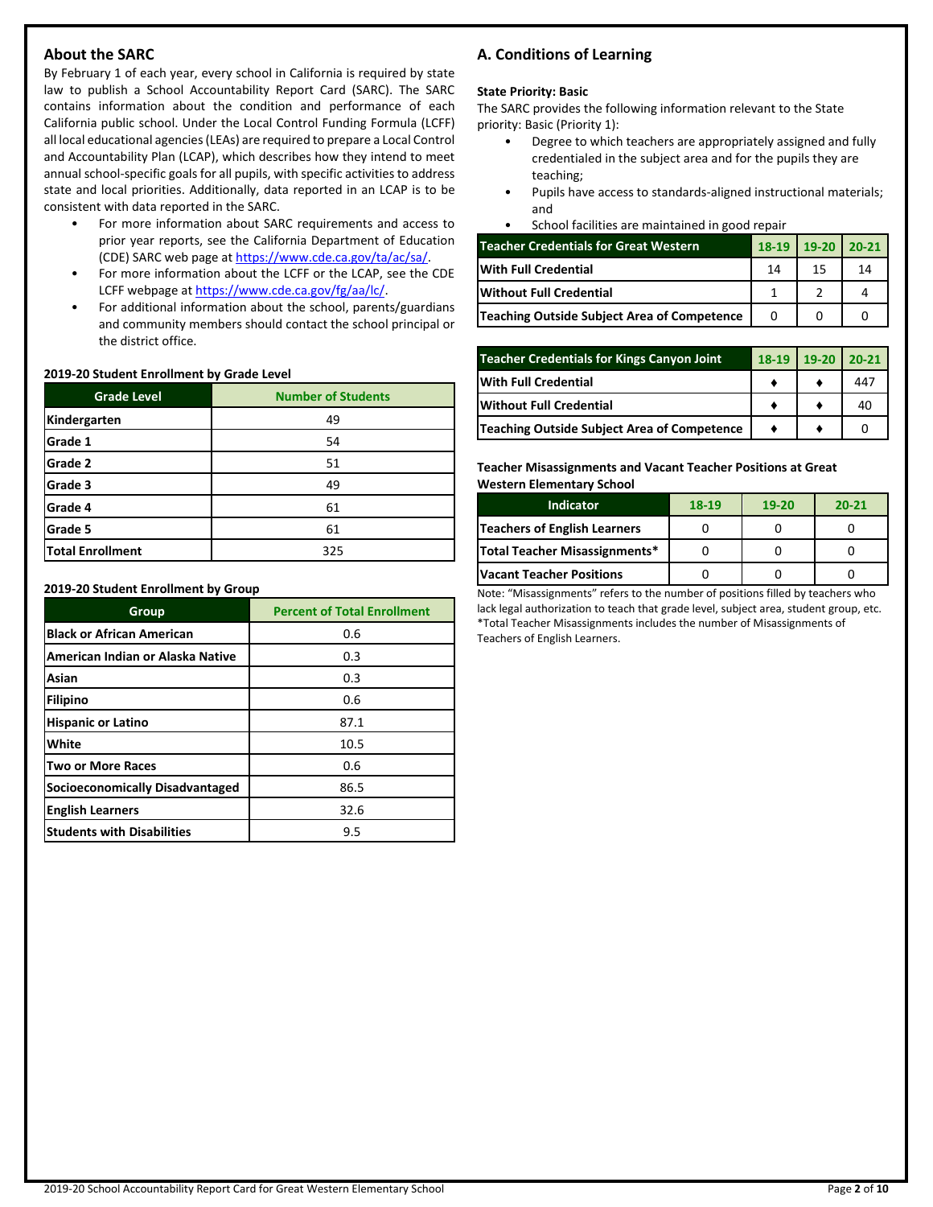## About the SARC

By February 1 of each year, every school in California is required by state law to publish a School Accountability Report Card (SARC). The SARC contains information about the condition and performance of each California public school. Under the Local Control Funding Formula (LCFF) all local educational agencies (LEAs) are required to prepare a Local Control and Accountability Plan (LCAP), which describes how they intend to meet annual school-specific goals for all pupils, with specific activities to address state and local priorities. Additionally, data reported in an LCAP is to be consistent with data reported in the SARC.

- For more information about SARC requirements and access to prior year reports, see the California Department of Education (CDE) SARC web page at https://www.cde.ca.gov/ta/ac/sa/.
- For more information about the LCFF or the LCAP, see the CDE LCFF webpage at https://www.cde.ca.gov/fg/aa/lc/.
- For additional information about the school, parents/guardians and community members should contact the school principal or the district office.

**2019-20 Student Enrollment by Grade Level**

| Grade Level | Number of Students |
|---|---|
| Kindergarten | 49 |
| Grade 1 | 54 |
| Grade 2 | 51 |
| Grade 3 | 49 |
| Grade 4 | 61 |
| Grade 5 | 61 |
| Total Enrollment | 325 |

**2019-20 Student Enrollment by Group**

| Group | Percent of Total Enrollment |
|---|---|
| Black or African American | 0.6 |
| American Indian or Alaska Native | 0.3 |
| Asian | 0.3 |
| Filipino | 0.6 |
| Hispanic or Latino | 87.1 |
| White | 10.5 |
| Two or More Races | 0.6 |
| Socioeconomically Disadvantaged | 86.5 |
| English Learners | 32.6 |
| Students with Disabilities | 9.5 |

## A. Conditions of Learning

**State Priority: Basic**

The SARC provides the following information relevant to the State priority: Basic (Priority 1):

- Degree to which teachers are appropriately assigned and fully credentialed in the subject area and for the pupils they are teaching;
- Pupils have access to standards-aligned instructional materials; and
- School facilities are maintained in good repair

| Teacher Credentials for Great Western | 18-19 | 19-20 | 20-21 |
|---|---|---|---|
| With Full Credential | 14 | 15 | 14 |
| Without Full Credential | 1 | 2 | 4 |
| Teaching Outside Subject Area of Competence | 0 | 0 | 0 |

| Teacher Credentials for Kings Canyon Joint | 18-19 | 19-20 | 20-21 |
|---|---|---|---|
| With Full Credential | ♦ | ♦ | 447 |
| Without Full Credential | ♦ | ♦ | 40 |
| Teaching Outside Subject Area of Competence | ♦ | ♦ | 0 |

**Teacher Misassignments and Vacant Teacher Positions at Great Western Elementary School**

| Indicator | 18-19 | 19-20 | 20-21 |
|---|---|---|---|
| Teachers of English Learners | 0 | 0 | 0 |
| Total Teacher Misassignments* | 0 | 0 | 0 |
| Vacant Teacher Positions | 0 | 0 | 0 |

Note: “Misassignments” refers to the number of positions filled by teachers who lack legal authorization to teach that grade level, subject area, student group, etc.
*Total Teacher Misassignments includes the number of Misassignments of Teachers of English Learners.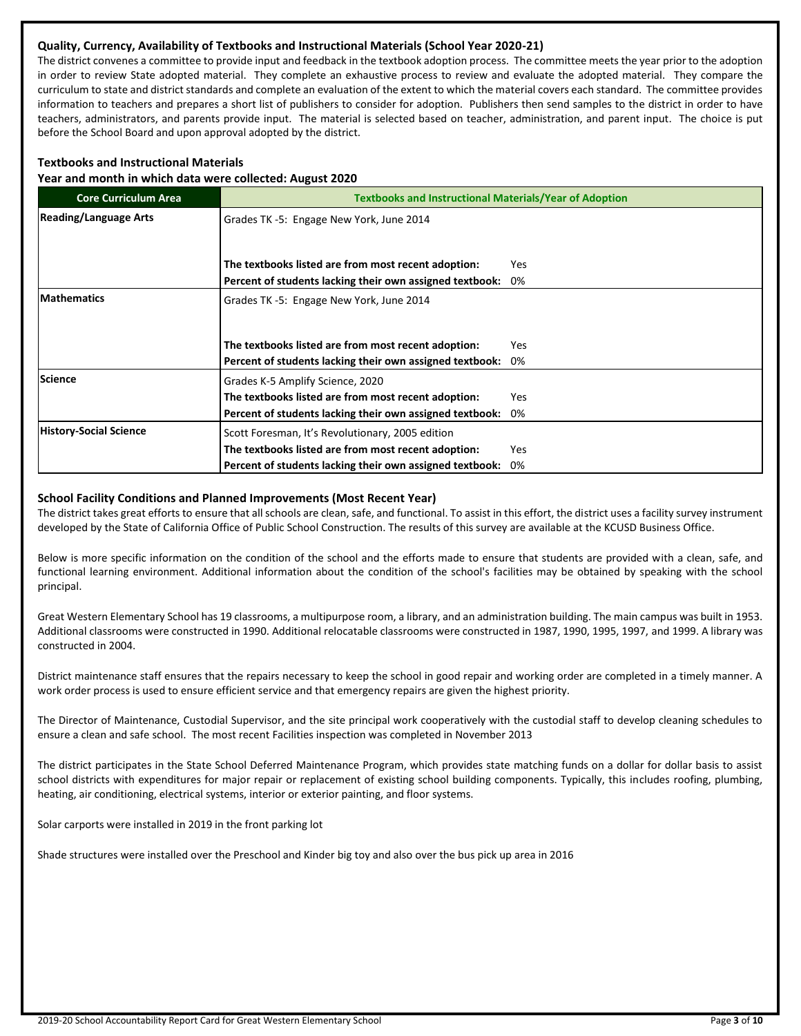### Quality, Currency, Availability of Textbooks and Instructional Materials (School Year 2020-21)

The district convenes a committee to provide input and feedback in the textbook adoption process. The committee meets the year prior to the adoption in order to review State adopted material. They complete an exhaustive process to review and evaluate the adopted material. They compare the curriculum to state and district standards and complete an evaluation of the extent to which the material covers each standard. The committee provides information to teachers and prepares a short list of publishers to consider for adoption. Publishers then send samples to the district in order to have teachers, administrators, and parents provide input. The material is selected based on teacher, administration, and parent input. The choice is put before the School Board and upon approval adopted by the district.

### Textbooks and Instructional Materials

**Year and month in which data were collected: August 2020**

| Core Curriculum Area | Textbooks and Instructional Materials/Year of Adoption | |
|---|---|---|
| **Reading/Language Arts** | Grades TK -5: Engage New York, June 2014 | |
| | **The textbooks listed are from most recent adoption:** | Yes |
| | **Percent of students lacking their own assigned textbook:** | 0% |
| **Mathematics** | Grades TK -5: Engage New York, June 2014 | |
| | **The textbooks listed are from most recent adoption:** | Yes |
| | **Percent of students lacking their own assigned textbook:** | 0% |
| **Science** | Grades K-5 Amplify Science, 2020 | |
| | **The textbooks listed are from most recent adoption:** | Yes |
| | **Percent of students lacking their own assigned textbook:** | 0% |
| **History-Social Science** | Scott Foresman, It's Revolutionary, 2005 edition | |
| | **The textbooks listed are from most recent adoption:** | Yes |
| | **Percent of students lacking their own assigned textbook:** | 0% |

### School Facility Conditions and Planned Improvements (Most Recent Year)

The district takes great efforts to ensure that all schools are clean, safe, and functional. To assist in this effort, the district uses a facility survey instrument developed by the State of California Office of Public School Construction. The results of this survey are available at the KCUSD Business Office.

Below is more specific information on the condition of the school and the efforts made to ensure that students are provided with a clean, safe, and functional learning environment. Additional information about the condition of the school's facilities may be obtained by speaking with the school principal.

Great Western Elementary School has 19 classrooms, a multipurpose room, a library, and an administration building. The main campus was built in 1953. Additional classrooms were constructed in 1990. Additional relocatable classrooms were constructed in 1987, 1990, 1995, 1997, and 1999. A library was constructed in 2004.

District maintenance staff ensures that the repairs necessary to keep the school in good repair and working order are completed in a timely manner. A work order process is used to ensure efficient service and that emergency repairs are given the highest priority.

The Director of Maintenance, Custodial Supervisor, and the site principal work cooperatively with the custodial staff to develop cleaning schedules to ensure a clean and safe school. The most recent Facilities inspection was completed in November 2013

The district participates in the State School Deferred Maintenance Program, which provides state matching funds on a dollar for dollar basis to assist school districts with expenditures for major repair or replacement of existing school building components. Typically, this includes roofing, plumbing, heating, air conditioning, electrical systems, interior or exterior painting, and floor systems.

Solar carports were installed in 2019 in the front parking lot

Shade structures were installed over the Preschool and Kinder big toy and also over the bus pick up area in 2016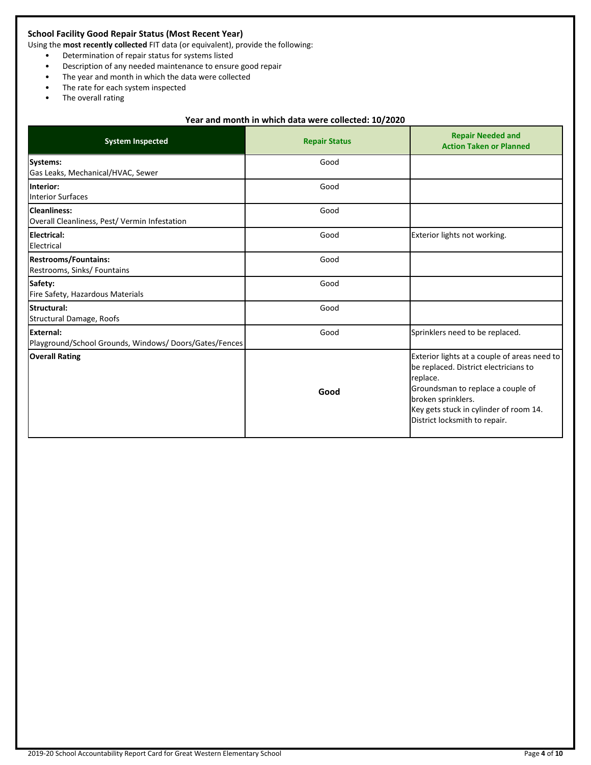### School Facility Good Repair Status (Most Recent Year)

Using the **most recently collected** FIT data (or equivalent), provide the following:

- Determination of repair status for systems listed
- Description of any needed maintenance to ensure good repair
- The year and month in which the data were collected
- The rate for each system inspected
- The overall rating

**Year and month in which data were collected: 10/2020**

| System Inspected | Repair Status | Repair Needed and Action Taken or Planned |
|---|---|---|
| **Systems:** Gas Leaks, Mechanical/HVAC, Sewer | Good | |
| **Interior:** Interior Surfaces | Good | |
| **Cleanliness:** Overall Cleanliness, Pest/ Vermin Infestation | Good | |
| **Electrical:** Electrical | Good | Exterior lights not working. |
| **Restrooms/Fountains:** Restrooms, Sinks/ Fountains | Good | |
| **Safety:** Fire Safety, Hazardous Materials | Good | |
| **Structural:** Structural Damage, Roofs | Good | |
| **External:** Playground/School Grounds, Windows/ Doors/Gates/Fences | Good | Sprinklers need to be replaced. |
| **Overall Rating** | **Good** | Exterior lights at a couple of areas need to be replaced. District electricians to replace. Groundsman to replace a couple of broken sprinklers. Key gets stuck in cylinder of room 14. District locksmith to repair. |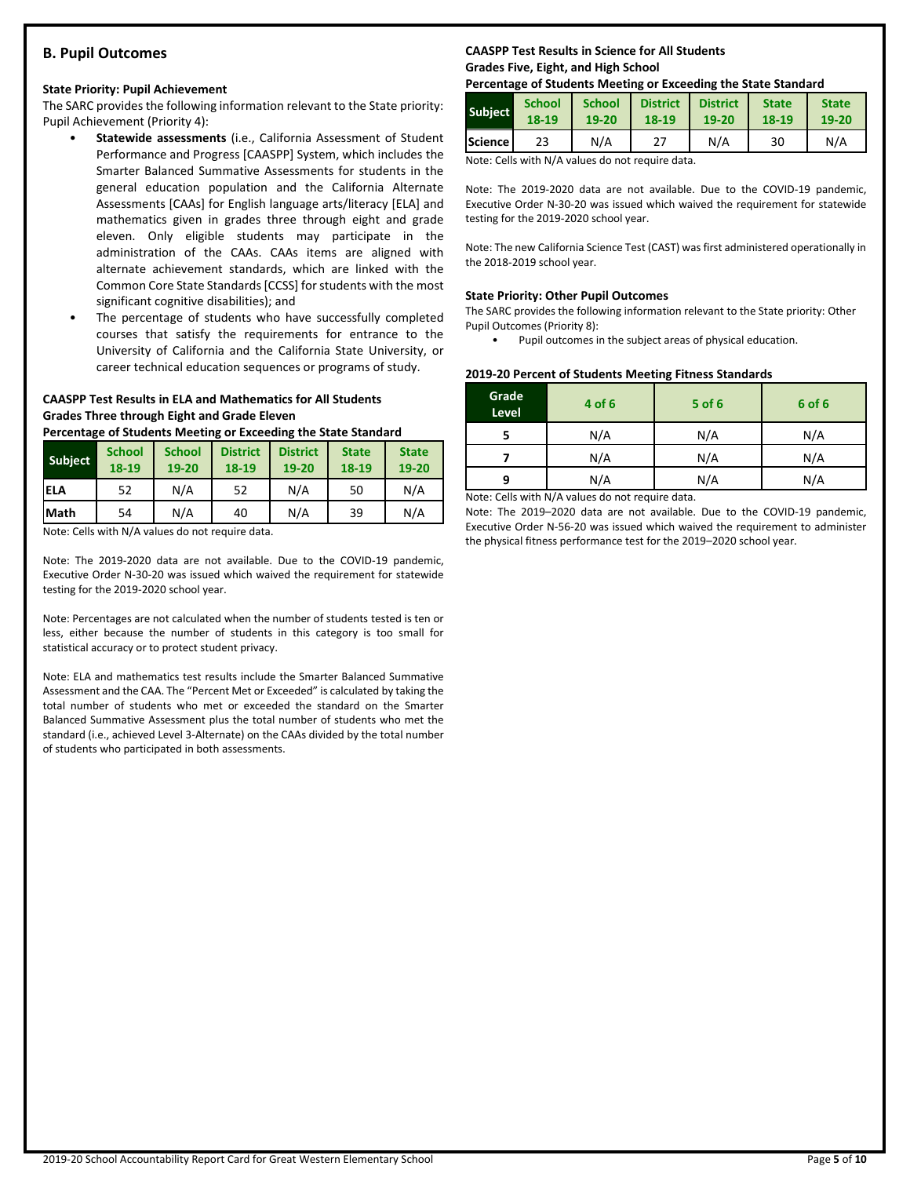## B. Pupil Outcomes

### State Priority: Pupil Achievement

The SARC provides the following information relevant to the State priority: Pupil Achievement (Priority 4):

- **Statewide assessments** (i.e., California Assessment of Student Performance and Progress [CAASPP] System, which includes the Smarter Balanced Summative Assessments for students in the general education population and the California Alternate Assessments [CAAs] for English language arts/literacy [ELA] and mathematics given in grades three through eight and grade eleven. Only eligible students may participate in the administration of the CAAs. CAAs items are aligned with alternate achievement standards, which are linked with the Common Core State Standards [CCSS] for students with the most significant cognitive disabilities); and
- The percentage of students who have successfully completed courses that satisfy the requirements for entrance to the University of California and the California State University, or career technical education sequences or programs of study.

**CAASPP Test Results in ELA and Mathematics for All Students**
**Grades Three through Eight and Grade Eleven**
**Percentage of Students Meeting or Exceeding the State Standard**

| Subject | School 18-19 | School 19-20 | District 18-19 | District 19-20 | State 18-19 | State 19-20 |
|---|---|---|---|---|---|---|
| ELA | 52 | N/A | 52 | N/A | 50 | N/A |
| Math | 54 | N/A | 40 | N/A | 39 | N/A |

Note: Cells with N/A values do not require data.

Note: The 2019-2020 data are not available. Due to the COVID-19 pandemic, Executive Order N-30-20 was issued which waived the requirement for statewide testing for the 2019-2020 school year.

Note: Percentages are not calculated when the number of students tested is ten or less, either because the number of students in this category is too small for statistical accuracy or to protect student privacy.

Note: ELA and mathematics test results include the Smarter Balanced Summative Assessment and the CAA. The "Percent Met or Exceeded" is calculated by taking the total number of students who met or exceeded the standard on the Smarter Balanced Summative Assessment plus the total number of students who met the standard (i.e., achieved Level 3-Alternate) on the CAAs divided by the total number of students who participated in both assessments.

**CAASPP Test Results in Science for All Students**
**Grades Five, Eight, and High School**
**Percentage of Students Meeting or Exceeding the State Standard**

| Subject | School 18-19 | School 19-20 | District 18-19 | District 19-20 | State 18-19 | State 19-20 |
|---|---|---|---|---|---|---|
| Science | 23 | N/A | 27 | N/A | 30 | N/A |

Note: Cells with N/A values do not require data.

Note: The 2019-2020 data are not available. Due to the COVID-19 pandemic, Executive Order N-30-20 was issued which waived the requirement for statewide testing for the 2019-2020 school year.

Note: The new California Science Test (CAST) was first administered operationally in the 2018-2019 school year.

### State Priority: Other Pupil Outcomes

The SARC provides the following information relevant to the State priority: Other Pupil Outcomes (Priority 8):

- Pupil outcomes in the subject areas of physical education.

**2019-20 Percent of Students Meeting Fitness Standards**

| Grade Level | 4 of 6 | 5 of 6 | 6 of 6 |
|---|---|---|---|
| 5 | N/A | N/A | N/A |
| 7 | N/A | N/A | N/A |
| 9 | N/A | N/A | N/A |

Note: Cells with N/A values do not require data.

Note: The 2019–2020 data are not available. Due to the COVID-19 pandemic, Executive Order N-56-20 was issued which waived the requirement to administer the physical fitness performance test for the 2019–2020 school year.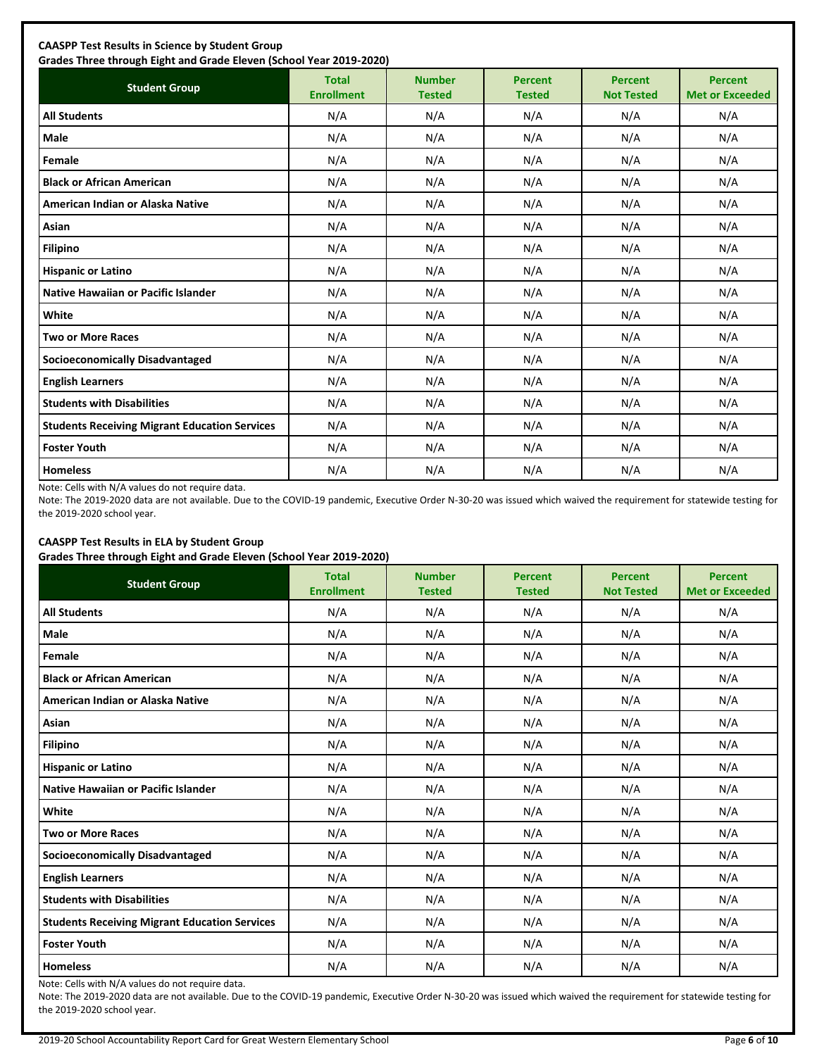**CAASPP Test Results in Science by Student Group**
**Grades Three through Eight and Grade Eleven (School Year 2019-2020)**

| Student Group | Total Enrollment | Number Tested | Percent Tested | Percent Not Tested | Percent Met or Exceeded |
|---|---|---|---|---|---|
| All Students | N/A | N/A | N/A | N/A | N/A |
| Male | N/A | N/A | N/A | N/A | N/A |
| Female | N/A | N/A | N/A | N/A | N/A |
| Black or African American | N/A | N/A | N/A | N/A | N/A |
| American Indian or Alaska Native | N/A | N/A | N/A | N/A | N/A |
| Asian | N/A | N/A | N/A | N/A | N/A |
| Filipino | N/A | N/A | N/A | N/A | N/A |
| Hispanic or Latino | N/A | N/A | N/A | N/A | N/A |
| Native Hawaiian or Pacific Islander | N/A | N/A | N/A | N/A | N/A |
| White | N/A | N/A | N/A | N/A | N/A |
| Two or More Races | N/A | N/A | N/A | N/A | N/A |
| Socioeconomically Disadvantaged | N/A | N/A | N/A | N/A | N/A |
| English Learners | N/A | N/A | N/A | N/A | N/A |
| Students with Disabilities | N/A | N/A | N/A | N/A | N/A |
| Students Receiving Migrant Education Services | N/A | N/A | N/A | N/A | N/A |
| Foster Youth | N/A | N/A | N/A | N/A | N/A |
| Homeless | N/A | N/A | N/A | N/A | N/A |

Note: Cells with N/A values do not require data.

Note: The 2019-2020 data are not available. Due to the COVID-19 pandemic, Executive Order N-30-20 was issued which waived the requirement for statewide testing for the 2019-2020 school year.

**CAASPP Test Results in ELA by Student Group**
**Grades Three through Eight and Grade Eleven (School Year 2019-2020)**

| Student Group | Total Enrollment | Number Tested | Percent Tested | Percent Not Tested | Percent Met or Exceeded |
|---|---|---|---|---|---|
| All Students | N/A | N/A | N/A | N/A | N/A |
| Male | N/A | N/A | N/A | N/A | N/A |
| Female | N/A | N/A | N/A | N/A | N/A |
| Black or African American | N/A | N/A | N/A | N/A | N/A |
| American Indian or Alaska Native | N/A | N/A | N/A | N/A | N/A |
| Asian | N/A | N/A | N/A | N/A | N/A |
| Filipino | N/A | N/A | N/A | N/A | N/A |
| Hispanic or Latino | N/A | N/A | N/A | N/A | N/A |
| Native Hawaiian or Pacific Islander | N/A | N/A | N/A | N/A | N/A |
| White | N/A | N/A | N/A | N/A | N/A |
| Two or More Races | N/A | N/A | N/A | N/A | N/A |
| Socioeconomically Disadvantaged | N/A | N/A | N/A | N/A | N/A |
| English Learners | N/A | N/A | N/A | N/A | N/A |
| Students with Disabilities | N/A | N/A | N/A | N/A | N/A |
| Students Receiving Migrant Education Services | N/A | N/A | N/A | N/A | N/A |
| Foster Youth | N/A | N/A | N/A | N/A | N/A |
| Homeless | N/A | N/A | N/A | N/A | N/A |

Note: Cells with N/A values do not require data.

Note: The 2019-2020 data are not available. Due to the COVID-19 pandemic, Executive Order N-30-20 was issued which waived the requirement for statewide testing for the 2019-2020 school year.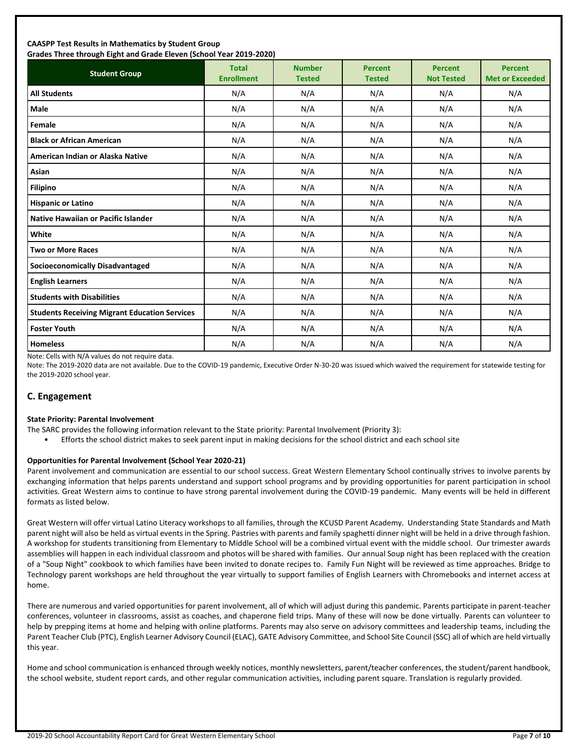**CAASPP Test Results in Mathematics by Student Group**
**Grades Three through Eight and Grade Eleven (School Year 2019-2020)**

| Student Group | Total Enrollment | Number Tested | Percent Tested | Percent Not Tested | Percent Met or Exceeded |
|---|---|---|---|---|---|
| **All Students** | N/A | N/A | N/A | N/A | N/A |
| **Male** | N/A | N/A | N/A | N/A | N/A |
| **Female** | N/A | N/A | N/A | N/A | N/A |
| **Black or African American** | N/A | N/A | N/A | N/A | N/A |
| **American Indian or Alaska Native** | N/A | N/A | N/A | N/A | N/A |
| **Asian** | N/A | N/A | N/A | N/A | N/A |
| **Filipino** | N/A | N/A | N/A | N/A | N/A |
| **Hispanic or Latino** | N/A | N/A | N/A | N/A | N/A |
| **Native Hawaiian or Pacific Islander** | N/A | N/A | N/A | N/A | N/A |
| **White** | N/A | N/A | N/A | N/A | N/A |
| **Two or More Races** | N/A | N/A | N/A | N/A | N/A |
| **Socioeconomically Disadvantaged** | N/A | N/A | N/A | N/A | N/A |
| **English Learners** | N/A | N/A | N/A | N/A | N/A |
| **Students with Disabilities** | N/A | N/A | N/A | N/A | N/A |
| **Students Receiving Migrant Education Services** | N/A | N/A | N/A | N/A | N/A |
| **Foster Youth** | N/A | N/A | N/A | N/A | N/A |
| **Homeless** | N/A | N/A | N/A | N/A | N/A |

Note: Cells with N/A values do not require data.

Note: The 2019-2020 data are not available. Due to the COVID-19 pandemic, Executive Order N-30-20 was issued which waived the requirement for statewide testing for the 2019-2020 school year.

## C. Engagement

**State Priority: Parental Involvement**

The SARC provides the following information relevant to the State priority: Parental Involvement (Priority 3):

- Efforts the school district makes to seek parent input in making decisions for the school district and each school site

**Opportunities for Parental Involvement (School Year 2020-21)**

Parent involvement and communication are essential to our school success. Great Western Elementary School continually strives to involve parents by exchanging information that helps parents understand and support school programs and by providing opportunities for parent participation in school activities. Great Western aims to continue to have strong parental involvement during the COVID-19 pandemic. Many events will be held in different formats as listed below.

Great Western will offer virtual Latino Literacy workshops to all families, through the KCUSD Parent Academy. Understanding State Standards and Math parent night will also be held as virtual events in the Spring. Pastries with parents and family spaghetti dinner night will be held in a drive through fashion. A workshop for students transitioning from Elementary to Middle School will be a combined virtual event with the middle school. Our trimester awards assemblies will happen in each individual classroom and photos will be shared with families. Our annual Soup night has been replaced with the creation of a "Soup Night" cookbook to which families have been invited to donate recipes to. Family Fun Night will be reviewed as time approaches. Bridge to Technology parent workshops are held throughout the year virtually to support families of English Learners with Chromebooks and internet access at home.

There are numerous and varied opportunities for parent involvement, all of which will adjust during this pandemic. Parents participate in parent-teacher conferences, volunteer in classrooms, assist as coaches, and chaperone field trips. Many of these will now be done virtually. Parents can volunteer to help by prepping items at home and helping with online platforms. Parents may also serve on advisory committees and leadership teams, including the Parent Teacher Club (PTC), English Learner Advisory Council (ELAC), GATE Advisory Committee, and School Site Council (SSC) all of which are held virtually this year.

Home and school communication is enhanced through weekly notices, monthly newsletters, parent/teacher conferences, the student/parent handbook, the school website, student report cards, and other regular communication activities, including parent square. Translation is regularly provided.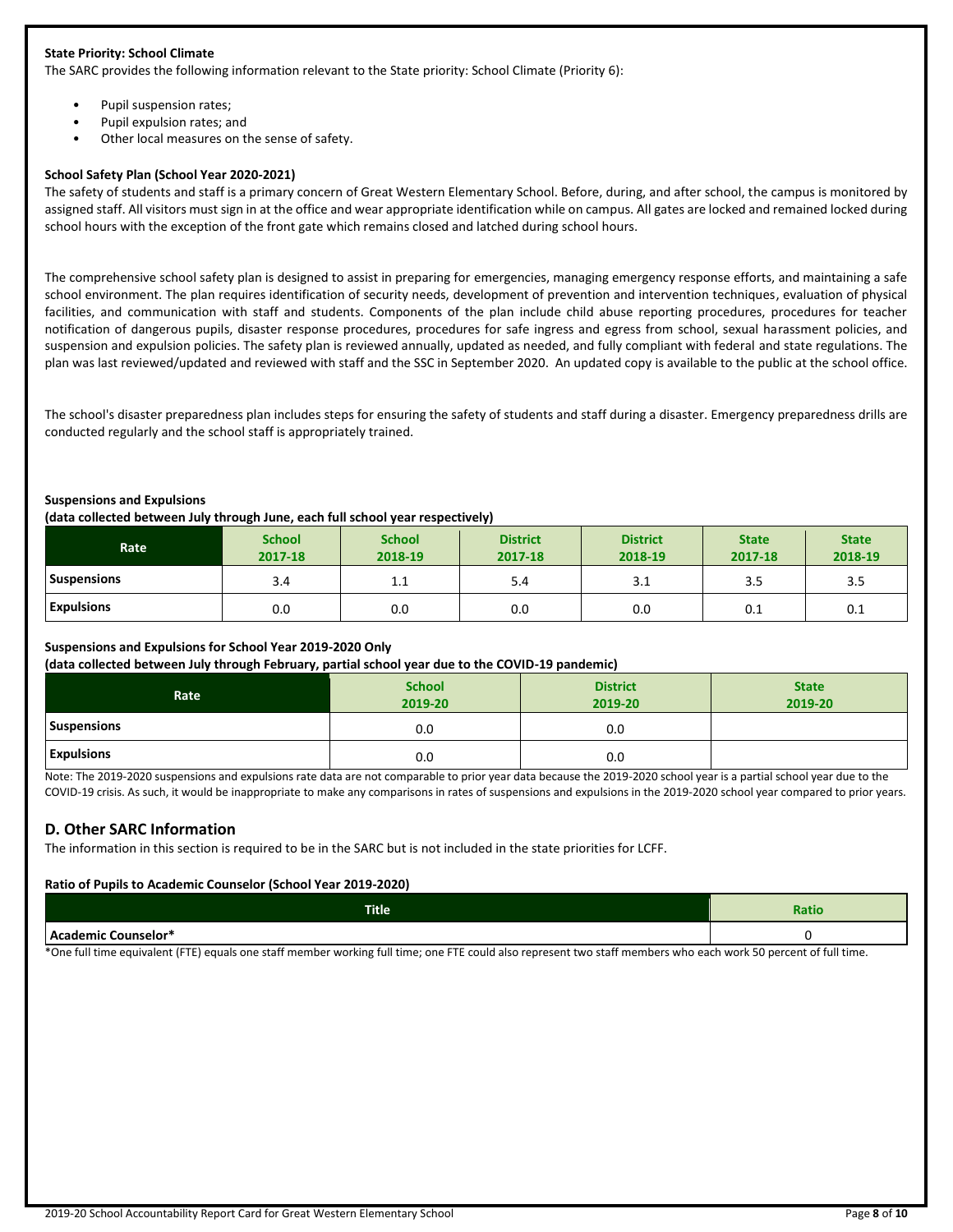**State Priority: School Climate**

The SARC provides the following information relevant to the State priority: School Climate (Priority 6):

- Pupil suspension rates;
- Pupil expulsion rates; and
- Other local measures on the sense of safety.

**School Safety Plan (School Year 2020-2021)**

The safety of students and staff is a primary concern of Great Western Elementary School. Before, during, and after school, the campus is monitored by assigned staff. All visitors must sign in at the office and wear appropriate identification while on campus. All gates are locked and remained locked during school hours with the exception of the front gate which remains closed and latched during school hours.

The comprehensive school safety plan is designed to assist in preparing for emergencies, managing emergency response efforts, and maintaining a safe school environment. The plan requires identification of security needs, development of prevention and intervention techniques, evaluation of physical facilities, and communication with staff and students. Components of the plan include child abuse reporting procedures, procedures for teacher notification of dangerous pupils, disaster response procedures, procedures for safe ingress and egress from school, sexual harassment policies, and suspension and expulsion policies. The safety plan is reviewed annually, updated as needed, and fully compliant with federal and state regulations. The plan was last reviewed/updated and reviewed with staff and the SSC in September 2020. An updated copy is available to the public at the school office.

The school's disaster preparedness plan includes steps for ensuring the safety of students and staff during a disaster. Emergency preparedness drills are conducted regularly and the school staff is appropriately trained.

**Suspensions and Expulsions**

**(data collected between July through June, each full school year respectively)**

| Rate | School 2017-18 | School 2018-19 | District 2017-18 | District 2018-19 | State 2017-18 | State 2018-19 |
|---|---|---|---|---|---|---|
| Suspensions | 3.4 | 1.1 | 5.4 | 3.1 | 3.5 | 3.5 |
| Expulsions | 0.0 | 0.0 | 0.0 | 0.0 | 0.1 | 0.1 |

**Suspensions and Expulsions for School Year 2019-2020 Only**

**(data collected between July through February, partial school year due to the COVID-19 pandemic)**

| Rate | School 2019-20 | District 2019-20 | State 2019-20 |
|---|---|---|---|
| Suspensions | 0.0 | 0.0 | |
| Expulsions | 0.0 | 0.0 | |

Note: The 2019-2020 suspensions and expulsions rate data are not comparable to prior year data because the 2019-2020 school year is a partial school year due to the COVID-19 crisis. As such, it would be inappropriate to make any comparisons in rates of suspensions and expulsions in the 2019-2020 school year compared to prior years.

## D. Other SARC Information

The information in this section is required to be in the SARC but is not included in the state priorities for LCFF.

**Ratio of Pupils to Academic Counselor (School Year 2019-2020)**

| Title | Ratio |
|---|---|
| Academic Counselor* | 0 |

*One full time equivalent (FTE) equals one staff member working full time; one FTE could also represent two staff members who each work 50 percent of full time.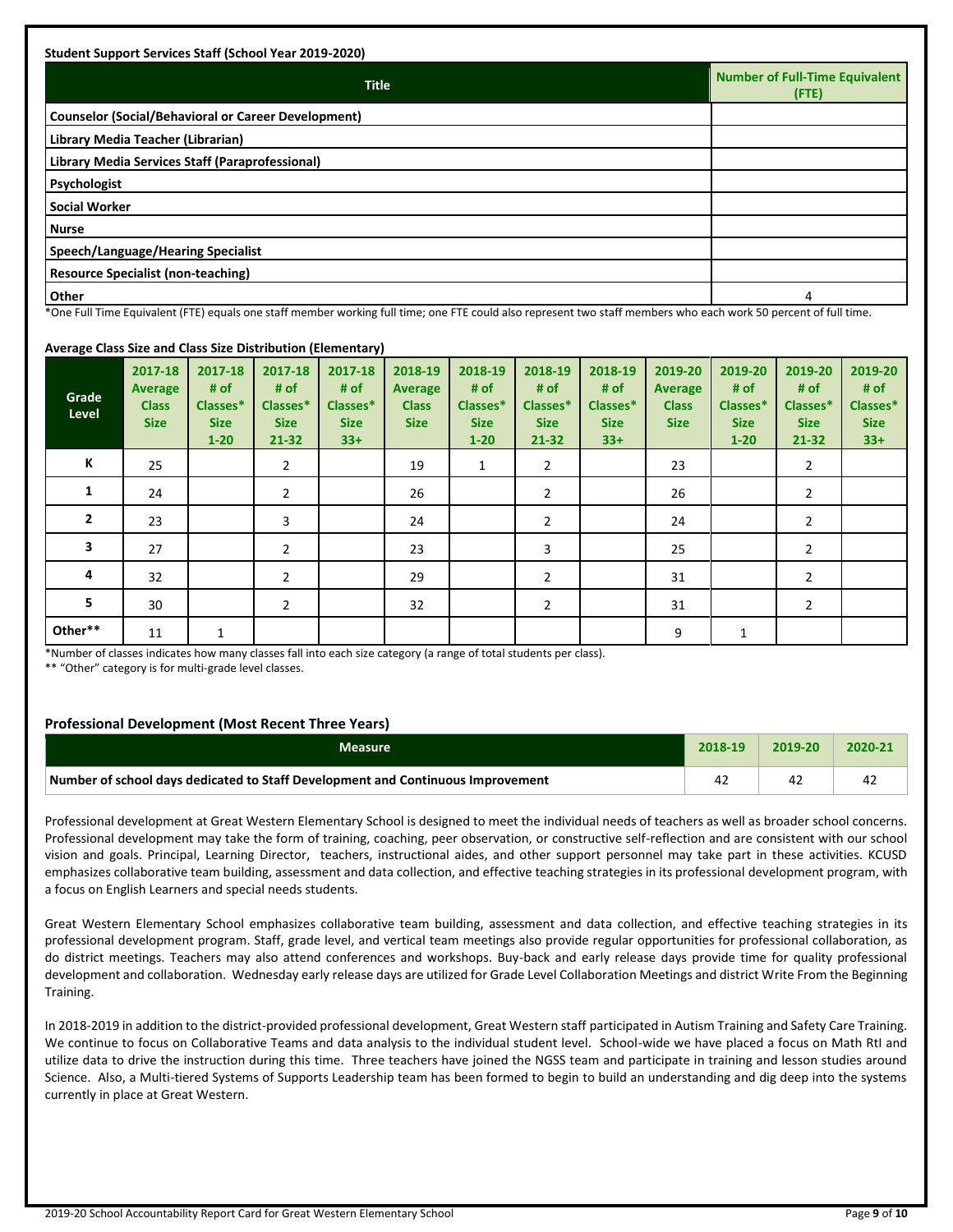**Student Support Services Staff (School Year 2019-2020)**

| Title | Number of Full-Time Equivalent (FTE) |
|---|---|
| Counselor (Social/Behavioral or Career Development) | |
| Library Media Teacher (Librarian) | |
| Library Media Services Staff (Paraprofessional) | |
| Psychologist | |
| Social Worker | |
| Nurse | |
| Speech/Language/Hearing Specialist | |
| Resource Specialist (non-teaching) | |
| Other | 4 |

*One Full Time Equivalent (FTE) equals one staff member working full time; one FTE could also represent two staff members who each work 50 percent of full time.

**Average Class Size and Class Size Distribution (Elementary)**

| Grade Level | 2017-18 Average Class Size | 2017-18 # of Classes* Size 1-20 | 2017-18 # of Classes* Size 21-32 | 2017-18 # of Classes* Size 33+ | 2018-19 Average Class Size | 2018-19 # of Classes* Size 1-20 | 2018-19 # of Classes* Size 21-32 | 2018-19 # of Classes* Size 33+ | 2019-20 Average Class Size | 2019-20 # of Classes* Size 1-20 | 2019-20 # of Classes* Size 21-32 | 2019-20 # of Classes* Size 33+ |
|---|---|---|---|---|---|---|---|---|---|---|---|---|
| K | 25 | | 2 | | 19 | 1 | 2 | | 23 | | 2 | |
| 1 | 24 | | 2 | | 26 | | 2 | | 26 | | 2 | |
| 2 | 23 | | 3 | | 24 | | 2 | | 24 | | 2 | |
| 3 | 27 | | 2 | | 23 | | 3 | | 25 | | 2 | |
| 4 | 32 | | 2 | | 29 | | 2 | | 31 | | 2 | |
| 5 | 30 | | 2 | | 32 | | 2 | | 31 | | 2 | |
| Other** | 11 | 1 | | | | | | | 9 | 1 | | |

*Number of classes indicates how many classes fall into each size category (a range of total students per class).

** "Other" category is for multi-grade level classes.

## Professional Development (Most Recent Three Years)

| Measure | 2018-19 | 2019-20 | 2020-21 |
|---|---|---|---|
| Number of school days dedicated to Staff Development and Continuous Improvement | 42 | 42 | 42 |

Professional development at Great Western Elementary School is designed to meet the individual needs of teachers as well as broader school concerns. Professional development may take the form of training, coaching, peer observation, or constructive self-reflection and are consistent with our school vision and goals. Principal, Learning Director, teachers, instructional aides, and other support personnel may take part in these activities. KCUSD emphasizes collaborative team building, assessment and data collection, and effective teaching strategies in its professional development program, with a focus on English Learners and special needs students.

Great Western Elementary School emphasizes collaborative team building, assessment and data collection, and effective teaching strategies in its professional development program. Staff, grade level, and vertical team meetings also provide regular opportunities for professional collaboration, as do district meetings. Teachers may also attend conferences and workshops. Buy-back and early release days provide time for quality professional development and collaboration. Wednesday early release days are utilized for Grade Level Collaboration Meetings and district Write From the Beginning Training.

In 2018-2019 in addition to the district-provided professional development, Great Western staff participated in Autism Training and Safety Care Training. We continue to focus on Collaborative Teams and data analysis to the individual student level. School-wide we have placed a focus on Math RtI and utilize data to drive the instruction during this time. Three teachers have joined the NGSS team and participate in training and lesson studies around Science. Also, a Multi-tiered Systems of Supports Leadership team has been formed to begin to build an understanding and dig deep into the systems currently in place at Great Western.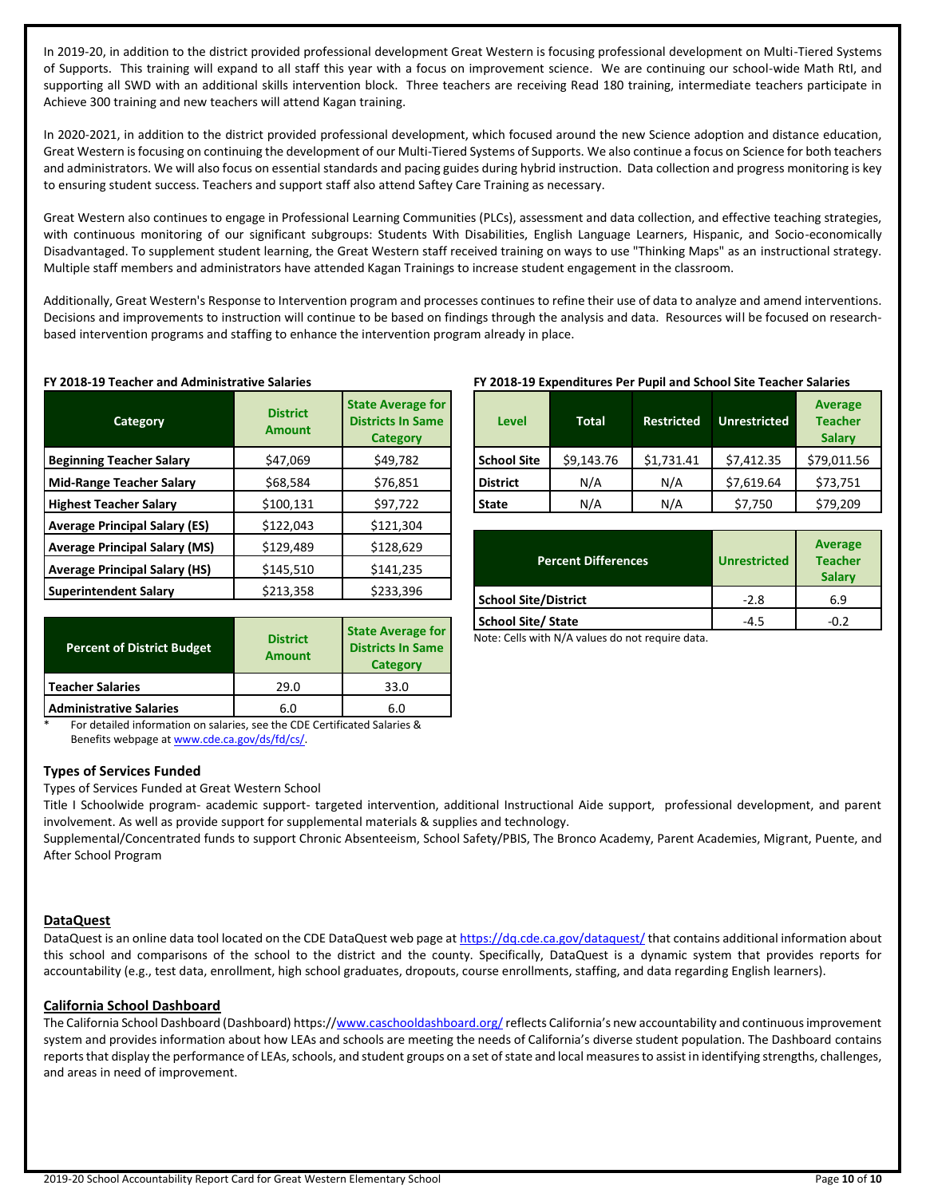In 2019-20, in addition to the district provided professional development Great Western is focusing professional development on Multi-Tiered Systems of Supports. This training will expand to all staff this year with a focus on improvement science. We are continuing our school-wide Math RtI, and supporting all SWD with an additional skills intervention block. Three teachers are receiving Read 180 training, intermediate teachers participate in Achieve 300 training and new teachers will attend Kagan training.

In 2020-2021, in addition to the district provided professional development, which focused around the new Science adoption and distance education, Great Western is focusing on continuing the development of our Multi-Tiered Systems of Supports. We also continue a focus on Science for both teachers and administrators. We will also focus on essential standards and pacing guides during hybrid instruction. Data collection and progress monitoring is key to ensuring student success. Teachers and support staff also attend Saftey Care Training as necessary.

Great Western also continues to engage in Professional Learning Communities (PLCs), assessment and data collection, and effective teaching strategies, with continuous monitoring of our significant subgroups: Students With Disabilities, English Language Learners, Hispanic, and Socio-economically Disadvantaged. To supplement student learning, the Great Western staff received training on ways to use "Thinking Maps" as an instructional strategy. Multiple staff members and administrators have attended Kagan Trainings to increase student engagement in the classroom.

Additionally, Great Western's Response to Intervention program and processes continues to refine their use of data to analyze and amend interventions. Decisions and improvements to instruction will continue to be based on findings through the analysis and data. Resources will be focused on research-based intervention programs and staffing to enhance the intervention program already in place.

**FY 2018-19 Teacher and Administrative Salaries**

| Category | District Amount | State Average for Districts In Same Category |
|---|---|---|
| Beginning Teacher Salary | $47,069 | $49,782 |
| Mid-Range Teacher Salary | $68,584 | $76,851 |
| Highest Teacher Salary | $100,131 | $97,722 |
| Average Principal Salary (ES) | $122,043 | $121,304 |
| Average Principal Salary (MS) | $129,489 | $128,629 |
| Average Principal Salary (HS) | $145,510 | $141,235 |
| Superintendent Salary | $213,358 | $233,396 |

| Percent of District Budget | District Amount | State Average for Districts In Same Category |
|---|---|---|
| Teacher Salaries | 29.0 | 33.0 |
| Administrative Salaries | 6.0 | 6.0 |

\* For detailed information on salaries, see the CDE Certificated Salaries & Benefits webpage at www.cde.ca.gov/ds/fd/cs/.

**FY 2018-19 Expenditures Per Pupil and School Site Teacher Salaries**

| Level | Total | Restricted | Unrestricted | Average Teacher Salary |
|---|---|---|---|---|
| School Site | $9,143.76 | $1,731.41 | $7,412.35 | $79,011.56 |
| District | N/A | N/A | $7,619.64 | $73,751 |
| State | N/A | N/A | $7,750 | $79,209 |

| Percent Differences | Unrestricted | Average Teacher Salary |
|---|---|---|
| School Site/District | -2.8 | 6.9 |
| School Site/ State | -4.5 | -0.2 |

Note: Cells with N/A values do not require data.

## Types of Services Funded

Types of Services Funded at Great Western School

Title I Schoolwide program- academic support- targeted intervention, additional Instructional Aide support, professional development, and parent involvement. As well as provide support for supplemental materials & supplies and technology.

Supplemental/Concentrated funds to support Chronic Absenteeism, School Safety/PBIS, The Bronco Academy, Parent Academies, Migrant, Puente, and After School Program

## DataQuest

DataQuest is an online data tool located on the CDE DataQuest web page at https://dq.cde.ca.gov/dataquest/ that contains additional information about this school and comparisons of the school to the district and the county. Specifically, DataQuest is a dynamic system that provides reports for accountability (e.g., test data, enrollment, high school graduates, dropouts, course enrollments, staffing, and data regarding English learners).

## California School Dashboard

The California School Dashboard (Dashboard) https://www.caschooldashboard.org/ reflects California's new accountability and continuous improvement system and provides information about how LEAs and schools are meeting the needs of California's diverse student population. The Dashboard contains reports that display the performance of LEAs, schools, and student groups on a set of state and local measures to assist in identifying strengths, challenges, and areas in need of improvement.